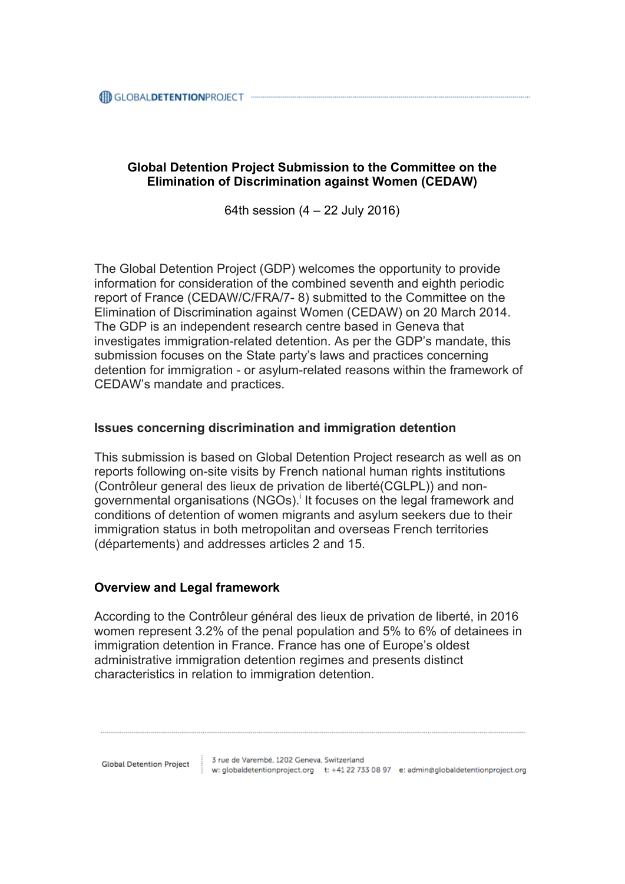**Global Detention Project Submission to the Committee on the Elimination of Discrimination against Women (CEDAW)**

64th session (4 – 22 July 2016)

The Global Detention Project (GDP) welcomes the opportunity to provide information for consideration of the combined seventh and eighth periodic report of France (CEDAW/C/FRA/7- 8) submitted to the Committee on the Elimination of Discrimination against Women (CEDAW) on 20 March 2014. The GDP is an independent research centre based in Geneva that investigates immigration-related detention. As per the GDP's mandate, this submission focuses on the State party's laws and practices concerning detention for immigration - or asylum-related reasons within the framework of CEDAW's mandate and practices.

## Issues concerning discrimination and immigration detention

This submission is based on Global Detention Project research as well as on reports following on-site visits by French national human rights institutions (Contrôleur general des lieux de privation de liberté(CGLPL)) and non-governmental organisations (NGOs).[i] It focuses on the legal framework and conditions of detention of women migrants and asylum seekers due to their immigration status in both metropolitan and overseas French territories (départements) and addresses articles 2 and 15.

## Overview and Legal framework

According to the Contrôleur général des lieux de privation de liberté, in 2016 women represent 3.2% of the penal population and 5% to 6% of detainees in immigration detention in France. France has one of Europe's oldest administrative immigration detention regimes and presents distinct characteristics in relation to immigration detention.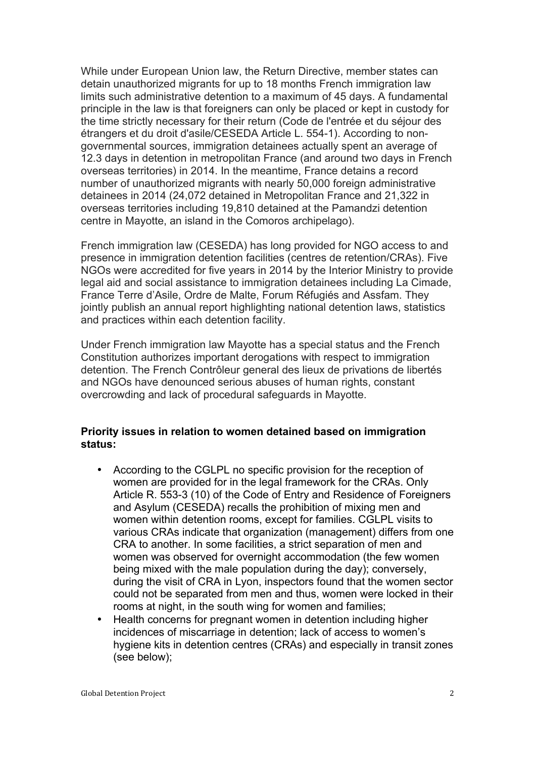While under European Union law, the Return Directive, member states can detain unauthorized migrants for up to 18 months French immigration law limits such administrative detention to a maximum of 45 days. A fundamental principle in the law is that foreigners can only be placed or kept in custody for the time strictly necessary for their return (Code de l'entrée et du séjour des étrangers et du droit d'asile/CESEDA Article L. 554-1). According to non-governmental sources, immigration detainees actually spent an average of 12.3 days in detention in metropolitan France (and around two days in French overseas territories) in 2014. In the meantime, France detains a record number of unauthorized migrants with nearly 50,000 foreign administrative detainees in 2014 (24,072 detained in Metropolitan France and 21,322 in overseas territories including 19,810 detained at the Pamandzi detention centre in Mayotte, an island in the Comoros archipelago).

French immigration law (CESEDA) has long provided for NGO access to and presence in immigration detention facilities (centres de retention/CRAs). Five NGOs were accredited for five years in 2014 by the Interior Ministry to provide legal aid and social assistance to immigration detainees including La Cimade, France Terre d'Asile, Ordre de Malte, Forum Réfugiés and Assfam. They jointly publish an annual report highlighting national detention laws, statistics and practices within each detention facility.

Under French immigration law Mayotte has a special status and the French Constitution authorizes important derogations with respect to immigration detention. The French Contrôleur general des lieux de privations de libertés and NGOs have denounced serious abuses of human rights, constant overcrowding and lack of procedural safeguards in Mayotte.

**Priority issues in relation to women detained based on immigration status:**

- According to the CGLPL no specific provision for the reception of women are provided for in the legal framework for the CRAs. Only Article R. 553-3 (10) of the Code of Entry and Residence of Foreigners and Asylum (CESEDA) recalls the prohibition of mixing men and women within detention rooms, except for families. CGLPL visits to various CRAs indicate that organization (management) differs from one CRA to another. In some facilities, a strict separation of men and women was observed for overnight accommodation (the few women being mixed with the male population during the day); conversely, during the visit of CRA in Lyon, inspectors found that the women sector could not be separated from men and thus, women were locked in their rooms at night, in the south wing for women and families;
- Health concerns for pregnant women in detention including higher incidences of miscarriage in detention; lack of access to women's hygiene kits in detention centres (CRAs) and especially in transit zones (see below);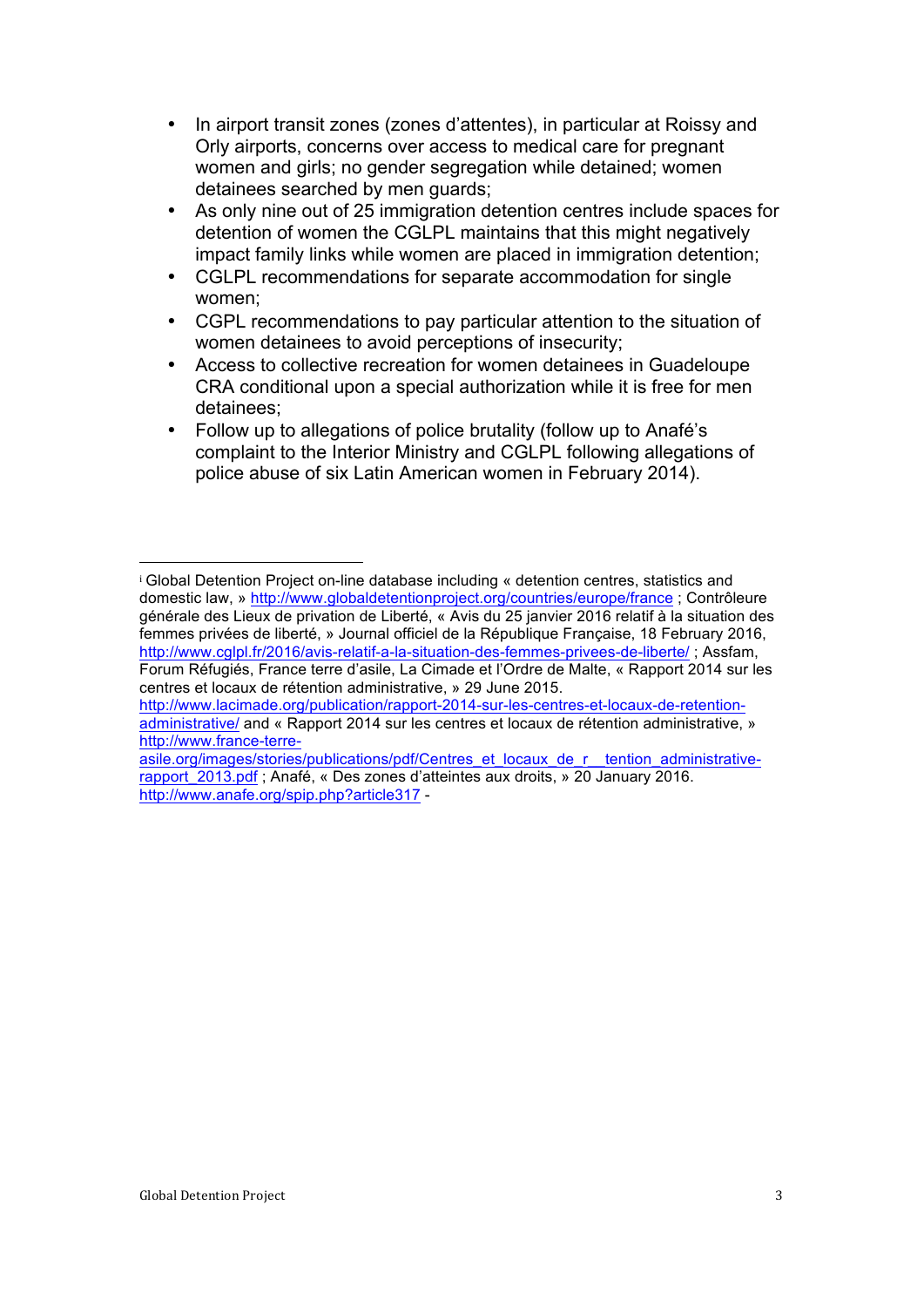- In airport transit zones (zones d'attentes), in particular at Roissy and Orly airports, concerns over access to medical care for pregnant women and girls; no gender segregation while detained; women detainees searched by men guards;
- As only nine out of 25 immigration detention centres include spaces for detention of women the CGLPL maintains that this might negatively impact family links while women are placed in immigration detention;
- CGLPL recommendations for separate accommodation for single women;
- CGPL recommendations to pay particular attention to the situation of women detainees to avoid perceptions of insecurity;
- Access to collective recreation for women detainees in Guadeloupe CRA conditional upon a special authorization while it is free for men detainees;
- Follow up to allegations of police brutality (follow up to Anafé's complaint to the Interior Ministry and CGLPL following allegations of police abuse of six Latin American women in February 2014).

---

[i] Global Detention Project on-line database including « detention centres, statistics and domestic law, » http://www.globaldetentionproject.org/countries/europe/france ; Contrôleure générale des Lieux de privation de Liberté, « Avis du 25 janvier 2016 relatif à la situation des femmes privées de liberté, » Journal officiel de la République Française, 18 February 2016, http://www.cglpl.fr/2016/avis-relatif-a-la-situation-des-femmes-privees-de-liberte/ ; Assfam, Forum Réfugiés, France terre d'asile, La Cimade et l'Ordre de Malte, « Rapport 2014 sur les centres et locaux de rétention administrative, » 29 June 2015. http://www.lacimade.org/publication/rapport-2014-sur-les-centres-et-locaux-de-retention-administrative/ and « Rapport 2014 sur les centres et locaux de rétention administrative, » http://www.france-terre-asile.org/images/stories/publications/pdf/Centres_et_locaux_de_r__tention_administrative-rapport_2013.pdf ; Anafé, « Des zones d'atteintes aux droits, » 20 January 2016. http://www.anafe.org/spip.php?article317 -